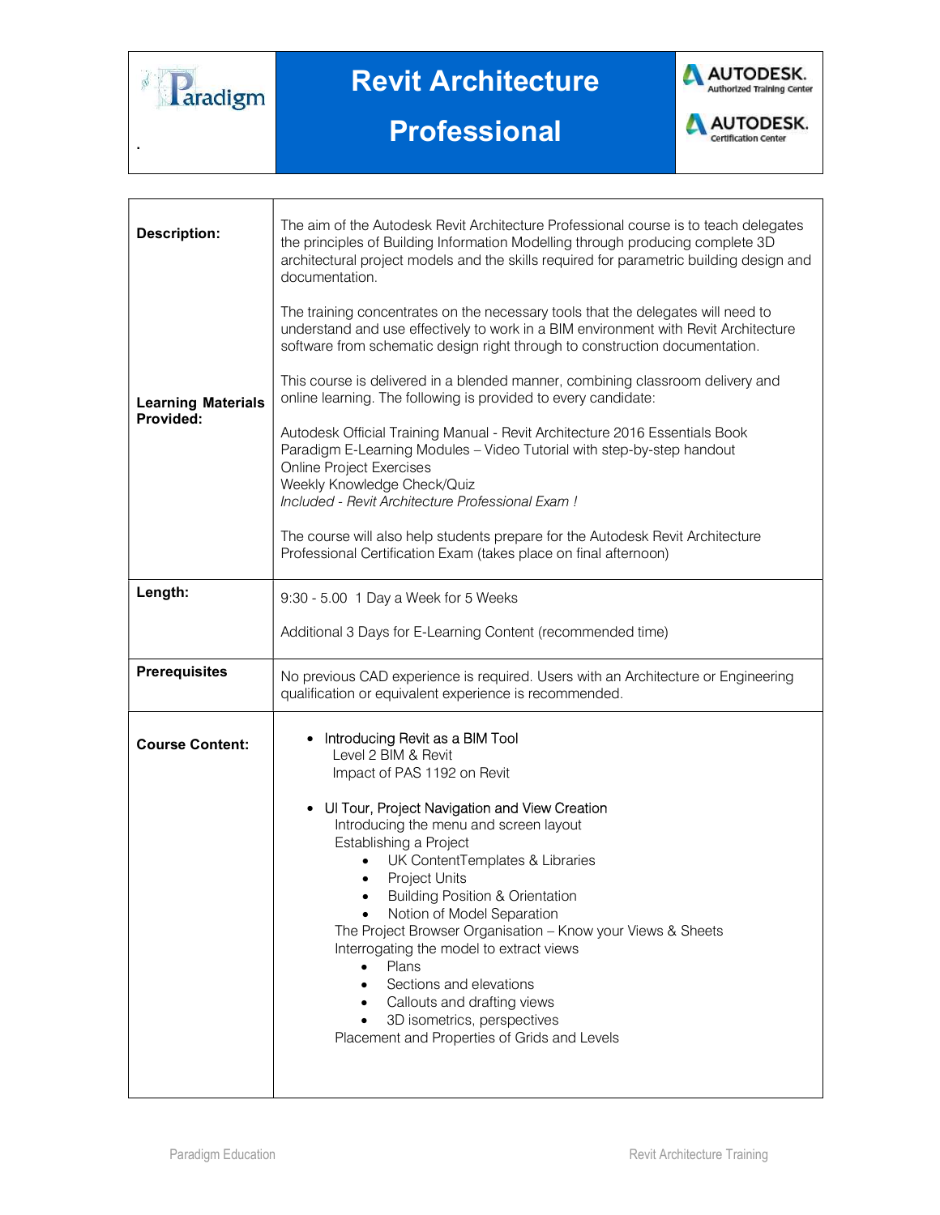# Revit Architecture Professional

| | |
|---|---|
| **Description:** | The aim of the Autodesk Revit Architecture Professional course is to teach delegates the principles of Building Information Modelling through producing complete 3D architectural project models and the skills required for parametric building design and documentation.<br><br>The training concentrates on the necessary tools that the delegates will need to understand and use effectively to work in a BIM environment with Revit Architecture software from schematic design right through to construction documentation. |
| **Learning Materials Provided:** | This course is delivered in a blended manner, combining classroom delivery and online learning. The following is provided to every candidate:<br><br>Autodesk Official Training Manual - Revit Architecture 2016 Essentials Book<br>Paradigm E-Learning Modules – Video Tutorial with step-by-step handout<br>Online Project Exercises<br>Weekly Knowledge Check/Quiz<br>*Included - Revit Architecture Professional Exam !*<br><br>The course will also help students prepare for the Autodesk Revit Architecture Professional Certification Exam (takes place on final afternoon) |
| **Length:** | 9:30 - 5.00 1 Day a Week for 5 Weeks<br><br>Additional 3 Days for E-Learning Content (recommended time) |
| **Prerequisites** | No previous CAD experience is required. Users with an Architecture or Engineering qualification or equivalent experience is recommended. |
| **Course Content:** | • Introducing Revit as a BIM Tool<br>&nbsp;&nbsp;&nbsp;Level 2 BIM & Revit<br>&nbsp;&nbsp;&nbsp;Impact of PAS 1192 on Revit<br><br>• UI Tour, Project Navigation and View Creation<br>&nbsp;&nbsp;&nbsp;Introducing the menu and screen layout<br>&nbsp;&nbsp;&nbsp;Establishing a Project<br>&nbsp;&nbsp;&nbsp;&nbsp;&nbsp;&nbsp;• UK ContentTemplates & Libraries<br>&nbsp;&nbsp;&nbsp;&nbsp;&nbsp;&nbsp;• Project Units<br>&nbsp;&nbsp;&nbsp;&nbsp;&nbsp;&nbsp;• Building Position & Orientation<br>&nbsp;&nbsp;&nbsp;&nbsp;&nbsp;&nbsp;• Notion of Model Separation<br>&nbsp;&nbsp;&nbsp;The Project Browser Organisation – Know your Views & Sheets<br>&nbsp;&nbsp;&nbsp;Interrogating the model to extract views<br>&nbsp;&nbsp;&nbsp;&nbsp;&nbsp;&nbsp;• Plans<br>&nbsp;&nbsp;&nbsp;&nbsp;&nbsp;&nbsp;• Sections and elevations<br>&nbsp;&nbsp;&nbsp;&nbsp;&nbsp;&nbsp;• Callouts and drafting views<br>&nbsp;&nbsp;&nbsp;&nbsp;&nbsp;&nbsp;• 3D isometrics, perspectives<br>&nbsp;&nbsp;&nbsp;Placement and Properties of Grids and Levels |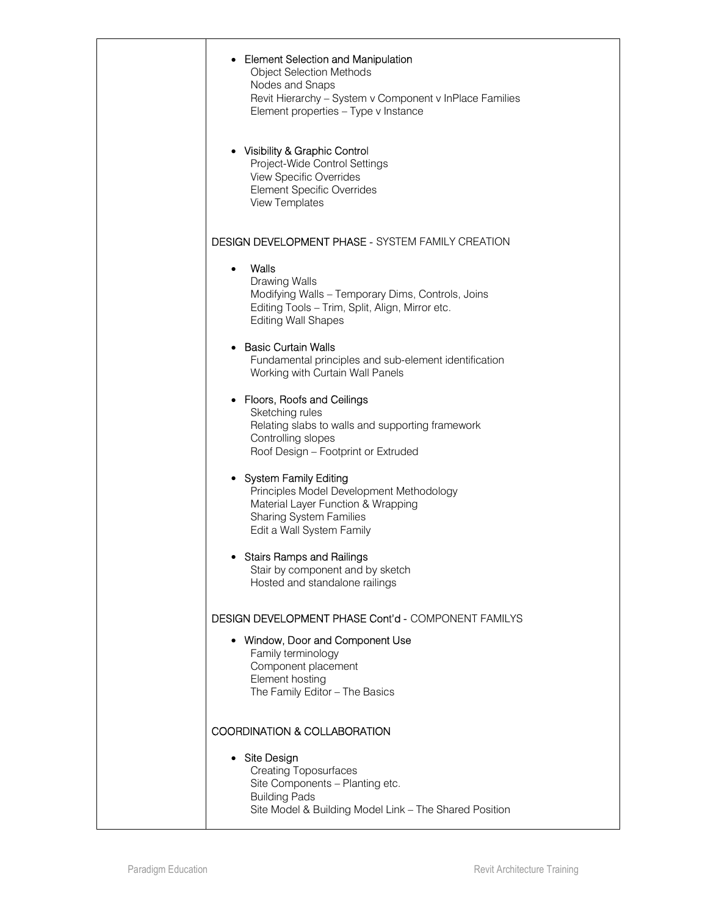- Element Selection and Manipulation
  Object Selection Methods
  Nodes and Snaps
  Revit Hierarchy – System v Component v InPlace Families
  Element properties – Type v Instance

- Visibility & Graphic Control
  Project-Wide Control Settings
  View Specific Overrides
  Element Specific Overrides
  View Templates

DESIGN DEVELOPMENT PHASE - SYSTEM FAMILY CREATION

- Walls
  Drawing Walls
  Modifying Walls – Temporary Dims, Controls, Joins
  Editing Tools – Trim, Split, Align, Mirror etc.
  Editing Wall Shapes

- Basic Curtain Walls
  Fundamental principles and sub-element identification
  Working with Curtain Wall Panels

- Floors, Roofs and Ceilings
  Sketching rules
  Relating slabs to walls and supporting framework
  Controlling slopes
  Roof Design – Footprint or Extruded

- System Family Editing
  Principles Model Development Methodology
  Material Layer Function & Wrapping
  Sharing System Families
  Edit a Wall System Family

- Stairs Ramps and Railings
  Stair by component and by sketch
  Hosted and standalone railings

DESIGN DEVELOPMENT PHASE Cont'd - COMPONENT FAMILYS

- Window, Door and Component Use
  Family terminology
  Component placement
  Element hosting
  The Family Editor – The Basics

COORDINATION & COLLABORATION

- Site Design
  Creating Toposurfaces
  Site Components – Planting etc.
  Building Pads
  Site Model & Building Model Link – The Shared Position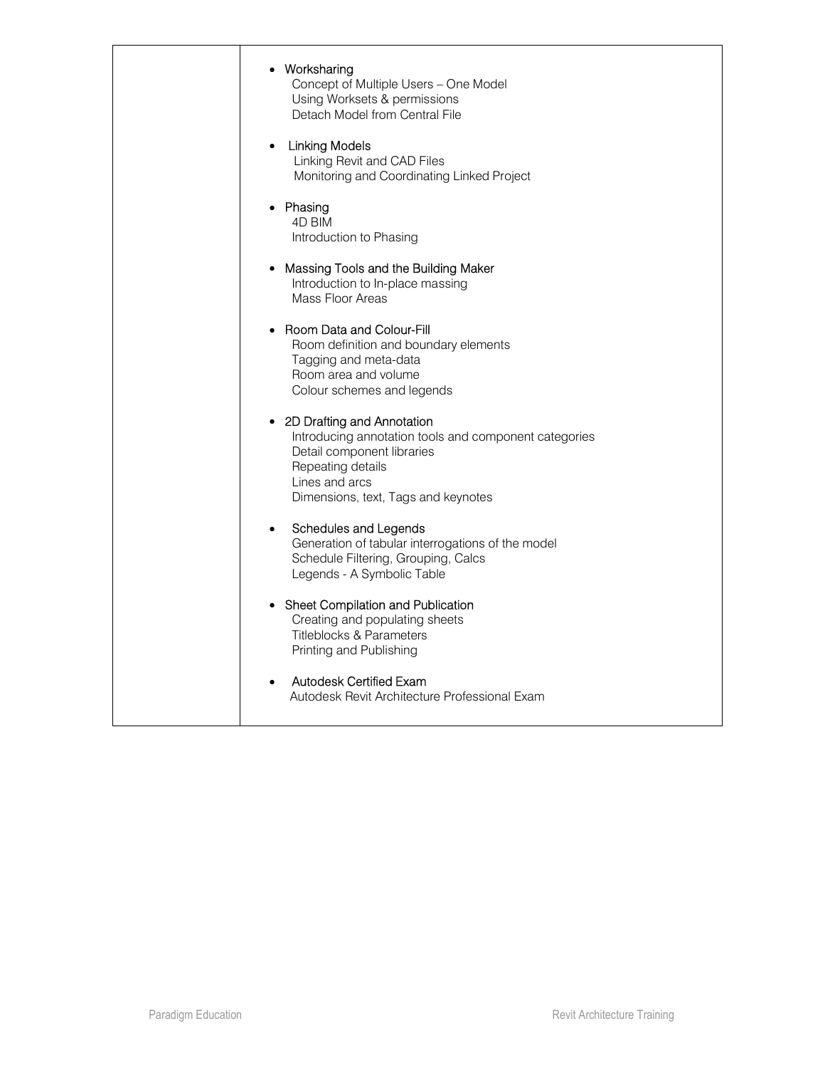| | |
|---|---|
| | • Worksharing<br>Concept of Multiple Users – One Model<br>Using Worksets & permissions<br>Detach Model from Central File<br><br>• Linking Models<br>Linking Revit and CAD Files<br>Monitoring and Coordinating Linked Project<br><br>• Phasing<br>4D BIM<br>Introduction to Phasing<br><br>• Massing Tools and the Building Maker<br>Introduction to In-place massing<br>Mass Floor Areas<br><br>• Room Data and Colour-Fill<br>Room definition and boundary elements<br>Tagging and meta-data<br>Room area and volume<br>Colour schemes and legends<br><br>• 2D Drafting and Annotation<br>Introducing annotation tools and component categories<br>Detail component libraries<br>Repeating details<br>Lines and arcs<br>Dimensions, text, Tags and keynotes<br><br>• Schedules and Legends<br>Generation of tabular interrogations of the model<br>Schedule Filtering, Grouping, Calcs<br>Legends - A Symbolic Table<br><br>• Sheet Compilation and Publication<br>Creating and populating sheets<br>Titleblocks & Parameters<br>Printing and Publishing<br><br>• Autodesk Certified Exam<br>Autodesk Revit Architecture Professional Exam |